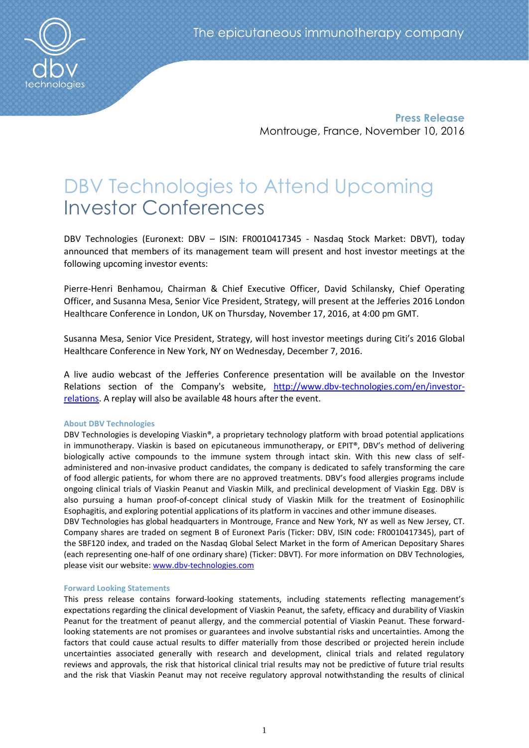The epicutaneous immunotherapy company

**Press Release**
Montrouge, France, November 10, 2016

# DBV Technologies to Attend Upcoming Investor Conferences

DBV Technologies (Euronext: DBV – ISIN: FR0010417345 - Nasdaq Stock Market: DBVT), today announced that members of its management team will present and host investor meetings at the following upcoming investor events:

Pierre-Henri Benhamou, Chairman & Chief Executive Officer, David Schilansky, Chief Operating Officer, and Susanna Mesa, Senior Vice President, Strategy, will present at the Jefferies 2016 London Healthcare Conference in London, UK on Thursday, November 17, 2016, at 4:00 pm GMT.

Susanna Mesa, Senior Vice President, Strategy, will host investor meetings during Citi's 2016 Global Healthcare Conference in New York, NY on Wednesday, December 7, 2016.

A live audio webcast of the Jefferies Conference presentation will be available on the Investor Relations section of the Company's website, [http://www.dbv-technologies.com/en/investor-relations](http://www.dbv-technologies.com/en/investor-relations). A replay will also be available 48 hours after the event.

#### About DBV Technologies

DBV Technologies is developing Viaskin®, a proprietary technology platform with broad potential applications in immunotherapy. Viaskin is based on epicutaneous immunotherapy, or EPIT®, DBV's method of delivering biologically active compounds to the immune system through intact skin. With this new class of self-administered and non-invasive product candidates, the company is dedicated to safely transforming the care of food allergic patients, for whom there are no approved treatments. DBV's food allergies programs include ongoing clinical trials of Viaskin Peanut and Viaskin Milk, and preclinical development of Viaskin Egg. DBV is also pursuing a human proof-of-concept clinical study of Viaskin Milk for the treatment of Eosinophilic Esophagitis, and exploring potential applications of its platform in vaccines and other immune diseases.
DBV Technologies has global headquarters in Montrouge, France and New York, NY as well as New Jersey, CT. Company shares are traded on segment B of Euronext Paris (Ticker: DBV, ISIN code: FR0010417345), part of the SBF120 index, and traded on the Nasdaq Global Select Market in the form of American Depositary Shares (each representing one-half of one ordinary share) (Ticker: DBVT). For more information on DBV Technologies, please visit our website: [www.dbv-technologies.com](http://www.dbv-technologies.com)

#### Forward Looking Statements

This press release contains forward-looking statements, including statements reflecting management's expectations regarding the clinical development of Viaskin Peanut, the safety, efficacy and durability of Viaskin Peanut for the treatment of peanut allergy, and the commercial potential of Viaskin Peanut. These forward-looking statements are not promises or guarantees and involve substantial risks and uncertainties. Among the factors that could cause actual results to differ materially from those described or projected herein include uncertainties associated generally with research and development, clinical trials and related regulatory reviews and approvals, the risk that historical clinical trial results may not be predictive of future trial results and the risk that Viaskin Peanut may not receive regulatory approval notwithstanding the results of clinical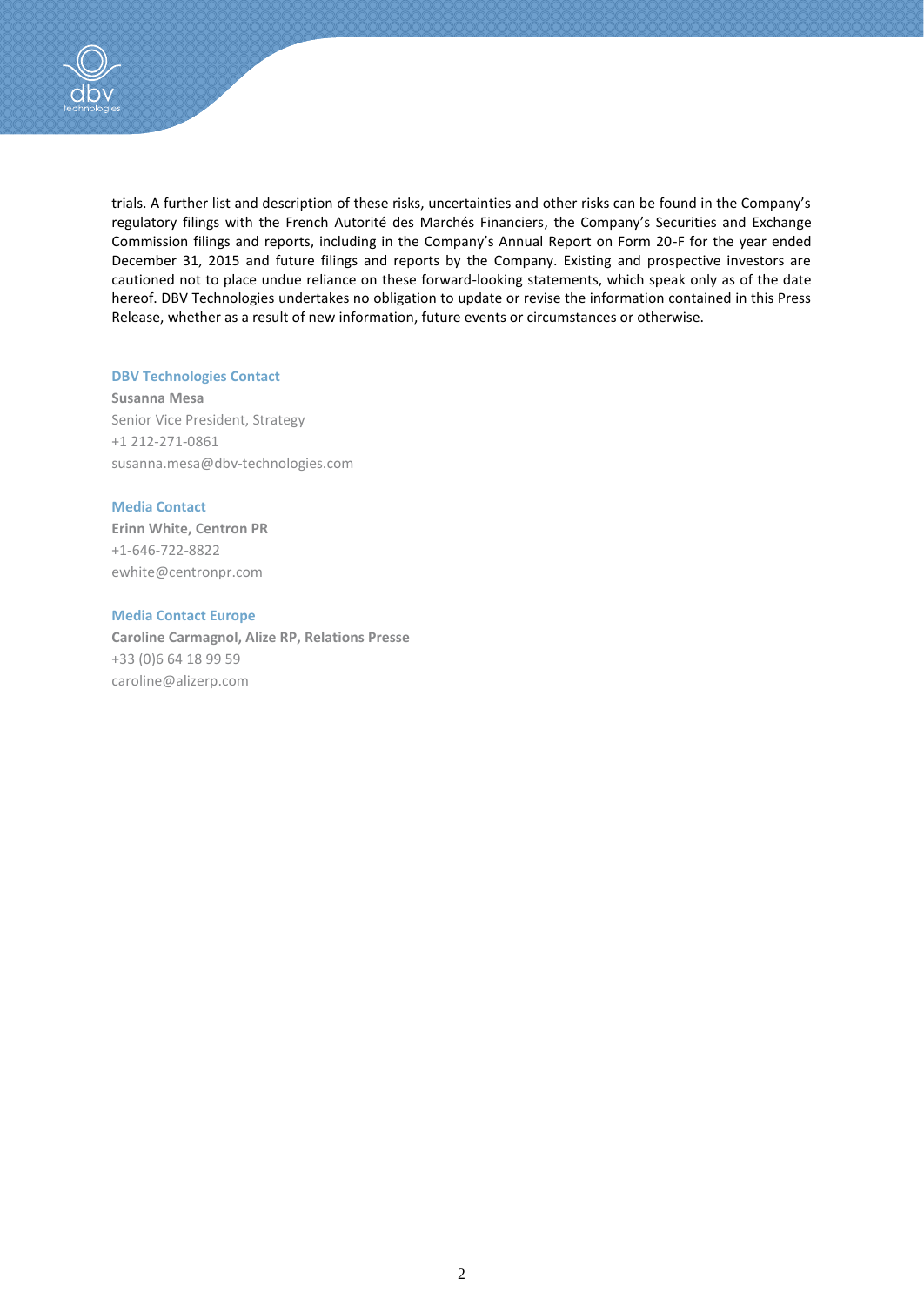trials. A further list and description of these risks, uncertainties and other risks can be found in the Company's regulatory filings with the French Autorité des Marchés Financiers, the Company's Securities and Exchange Commission filings and reports, including in the Company's Annual Report on Form 20-F for the year ended December 31, 2015 and future filings and reports by the Company. Existing and prospective investors are cautioned not to place undue reliance on these forward-looking statements, which speak only as of the date hereof. DBV Technologies undertakes no obligation to update or revise the information contained in this Press Release, whether as a result of new information, future events or circumstances or otherwise.

**DBV Technologies Contact**
**Susanna Mesa**
Senior Vice President, Strategy
+1 212-271-0861
susanna.mesa@dbv-technologies.com

**Media Contact**
**Erinn White, Centron PR**
+1-646-722-8822
ewhite@centronpr.com

**Media Contact Europe**
**Caroline Carmagnol, Alize RP, Relations Presse**
+33 (0)6 64 18 99 59
caroline@alizerp.com